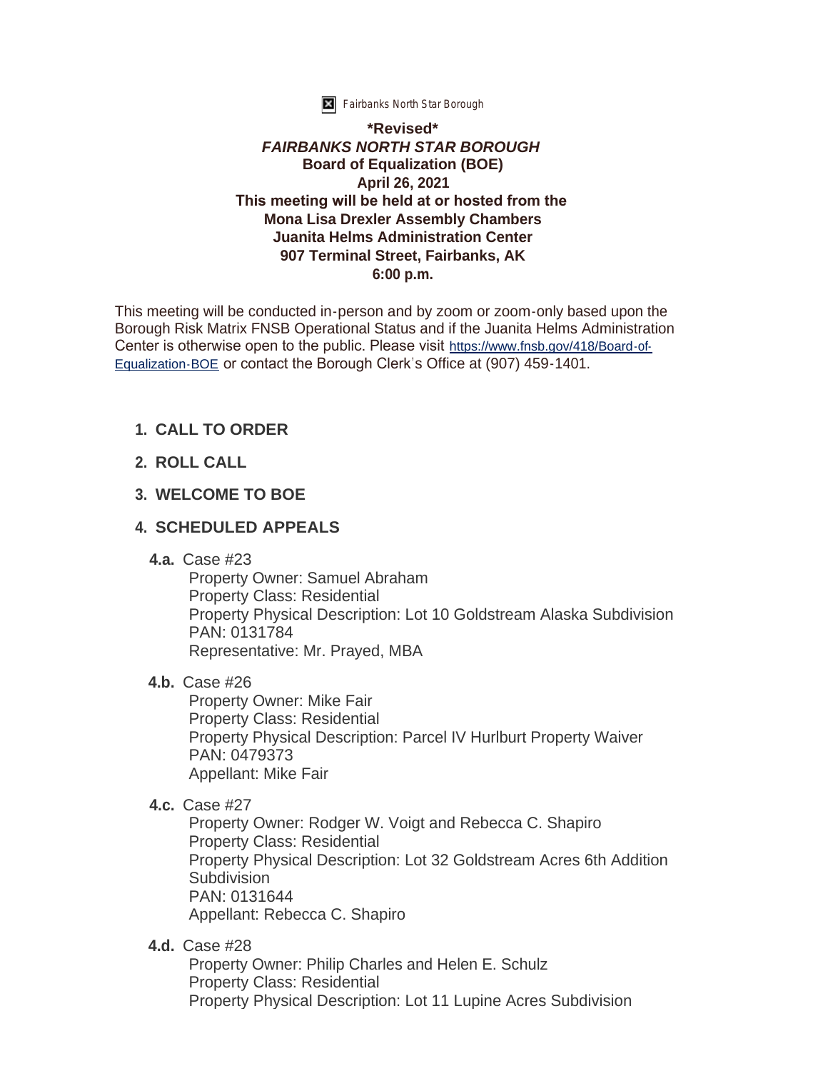Fairbanks North Star Borough

**\*Revised\***
***FAIRBANKS NORTH STAR BOROUGH***
**Board of Equalization (BOE)**
**April 26, 2021**
**This meeting will be held at or hosted from the**
**Mona Lisa Drexler Assembly Chambers**
**Juanita Helms Administration Center**
**907 Terminal Street, Fairbanks, AK**
**6:00 p.m.**

This meeting will be conducted in-person and by zoom or zoom-only based upon the Borough Risk Matrix FNSB Operational Status and if the Juanita Helms Administration Center is otherwise open to the public. Please visit https://www.fnsb.gov/418/Board-of-Equalization-BOE or contact the Borough Clerk's Office at (907) 459-1401.

1. **CALL TO ORDER**

2. **ROLL CALL**

3. **WELCOME TO BOE**

4. **SCHEDULED APPEALS**

   **4.a.** Case #23
   Property Owner: Samuel Abraham
   Property Class: Residential
   Property Physical Description: Lot 10 Goldstream Alaska Subdivision
   PAN: 0131784
   Representative: Mr. Prayed, MBA

   **4.b.** Case #26
   Property Owner: Mike Fair
   Property Class: Residential
   Property Physical Description: Parcel IV Hurlburt Property Waiver
   PAN: 0479373
   Appellant: Mike Fair

   **4.c.** Case #27
   Property Owner: Rodger W. Voigt and Rebecca C. Shapiro
   Property Class: Residential
   Property Physical Description: Lot 32 Goldstream Acres 6th Addition Subdivision
   PAN: 0131644
   Appellant: Rebecca C. Shapiro

   **4.d.** Case #28
   Property Owner: Philip Charles and Helen E. Schulz
   Property Class: Residential
   Property Physical Description: Lot 11 Lupine Acres Subdivision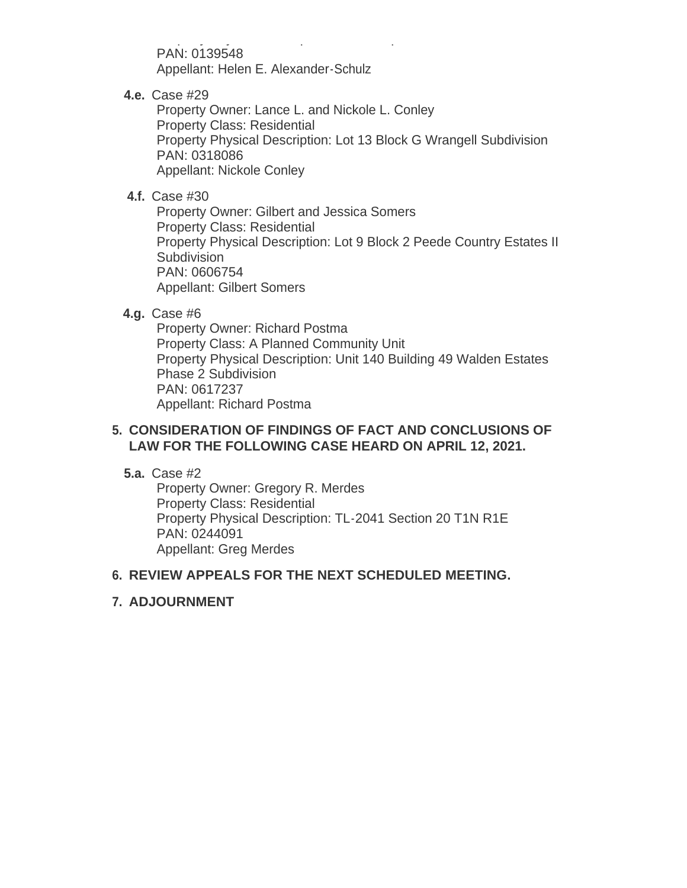PAN: 0139548
Appellant: Helen E. Alexander-Schulz

**4.e.** Case #29
Property Owner: Lance L. and Nickole L. Conley
Property Class: Residential
Property Physical Description: Lot 13 Block G Wrangell Subdivision
PAN: 0318086
Appellant: Nickole Conley

**4.f.** Case #30
Property Owner: Gilbert and Jessica Somers
Property Class: Residential
Property Physical Description: Lot 9 Block 2 Peede Country Estates II Subdivision
PAN: 0606754
Appellant: Gilbert Somers

**4.g.** Case #6
Property Owner: Richard Postma
Property Class: A Planned Community Unit
Property Physical Description: Unit 140 Building 49 Walden Estates Phase 2 Subdivision
PAN: 0617237
Appellant: Richard Postma

**5. CONSIDERATION OF FINDINGS OF FACT AND CONCLUSIONS OF LAW FOR THE FOLLOWING CASE HEARD ON APRIL 12, 2021.**

**5.a.** Case #2
Property Owner: Gregory R. Merdes
Property Class: Residential
Property Physical Description: TL-2041 Section 20 T1N R1E
PAN: 0244091
Appellant: Greg Merdes

**6. REVIEW APPEALS FOR THE NEXT SCHEDULED MEETING.**

**7. ADJOURNMENT**